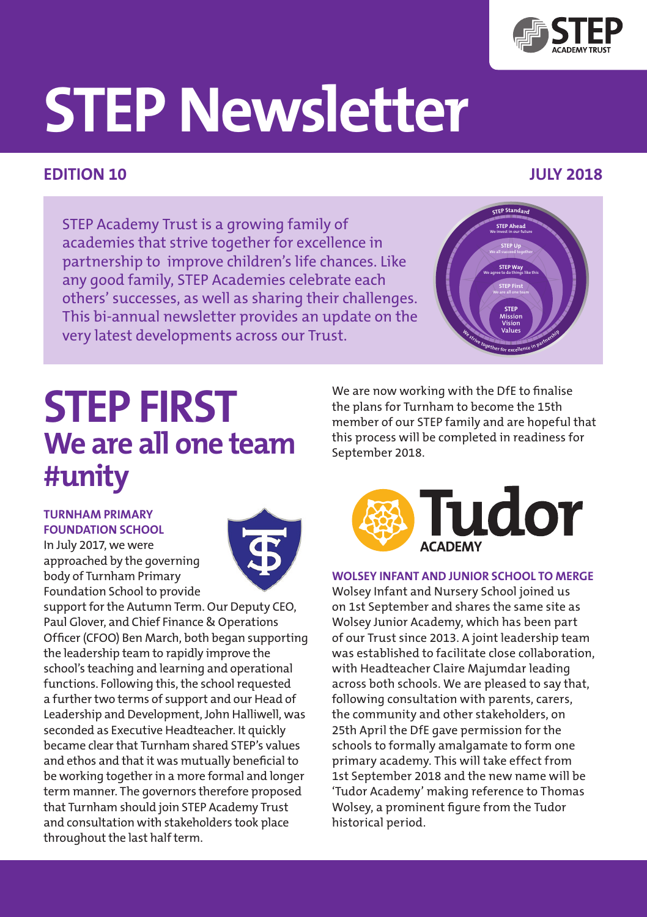# STEP Newsletter

**EDITION 10** **JULY 2018**

STEP Academy Trust is a growing family of academies that strive together for excellence in partnership to improve children's life chances. Like any good family, STEP Academies celebrate each others' successes, as well as sharing their challenges. This bi-annual newsletter provides an update on the very latest developments across our Trust.

# STEP FIRST

## We are all one team #unity

### TURNHAM PRIMARY FOUNDATION SCHOOL

In July 2017, we were approached by the governing body of Turnham Primary Foundation School to provide support for the Autumn Term. Our Deputy CEO, Paul Glover, and Chief Finance & Operations Officer (CFOO) Ben March, both began supporting the leadership team to rapidly improve the school's teaching and learning and operational functions. Following this, the school requested a further two terms of support and our Head of Leadership and Development, John Halliwell, was seconded as Executive Headteacher. It quickly became clear that Turnham shared STEP's values and ethos and that it was mutually beneficial to be working together in a more formal and longer term manner. The governors therefore proposed that Turnham should join STEP Academy Trust and consultation with stakeholders took place throughout the last half term.

We are now working with the DfE to finalise the plans for Turnham to become the 15th member of our STEP family and are hopeful that this process will be completed in readiness for September 2018.

### WOLSEY INFANT AND JUNIOR SCHOOL TO MERGE

Wolsey Infant and Nursery School joined us on 1st September and shares the same site as Wolsey Junior Academy, which has been part of our Trust since 2013. A joint leadership team was established to facilitate close collaboration, with Headteacher Claire Majumdar leading across both schools. We are pleased to say that, following consultation with parents, carers, the community and other stakeholders, on 25th April the DfE gave permission for the schools to formally amalgamate to form one primary academy. This will take effect from 1st September 2018 and the new name will be 'Tudor Academy' making reference to Thomas Wolsey, a prominent figure from the Tudor historical period.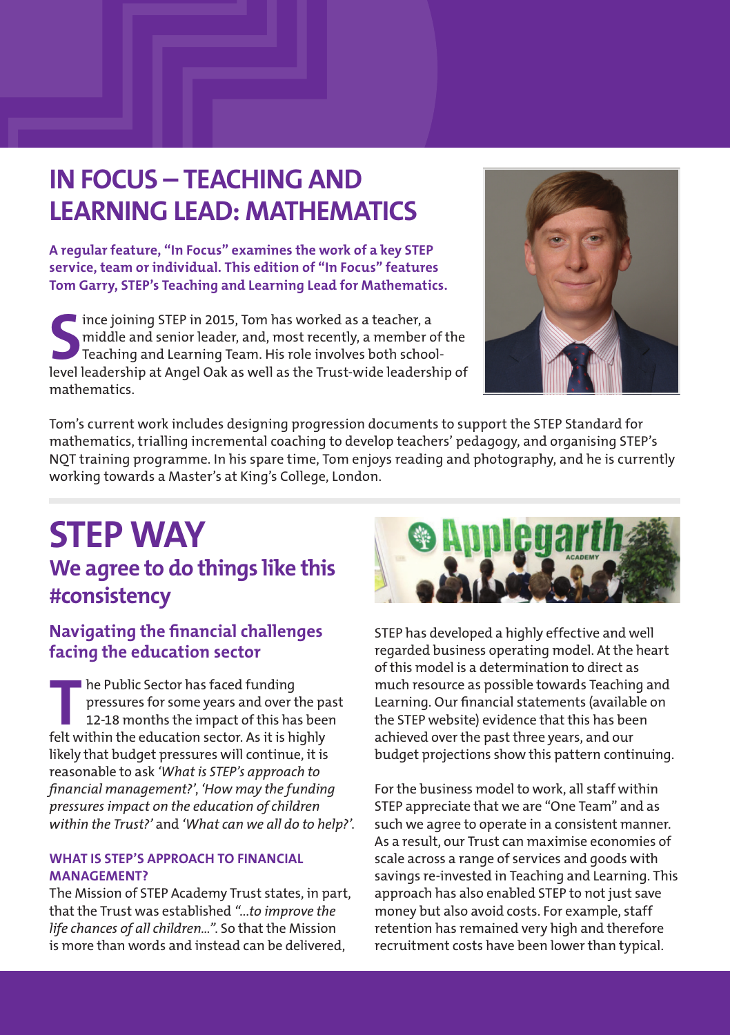# IN FOCUS – TEACHING AND LEARNING LEAD: MATHEMATICS

**A regular feature, "In Focus" examines the work of a key STEP service, team or individual. This edition of "In Focus" features Tom Garry, STEP's Teaching and Learning Lead for Mathematics.**

Since joining STEP in 2015, Tom has worked as a teacher, a middle and senior leader, and, most recently, a member of the Teaching and Learning Team. His role involves both school-level leadership at Angel Oak as well as the Trust-wide leadership of mathematics.

Tom's current work includes designing progression documents to support the STEP Standard for mathematics, trialling incremental coaching to develop teachers' pedagogy, and organising STEP's NQT training programme. In his spare time, Tom enjoys reading and photography, and he is currently working towards a Master's at King's College, London.

# STEP WAY

## We agree to do things like this #consistency

### Navigating the financial challenges facing the education sector

The Public Sector has faced funding pressures for some years and over the past 12-18 months the impact of this has been felt within the education sector. As it is highly likely that budget pressures will continue, it is reasonable to ask *'What is STEP's approach to financial management?'*, *'How may the funding pressures impact on the education of children within the Trust?'* and *'What can we all do to help?'*.

#### WHAT IS STEP'S APPROACH TO FINANCIAL MANAGEMENT?

The Mission of STEP Academy Trust states, in part, that the Trust was established *"...to improve the life chances of all children..."*. So that the Mission is more than words and instead can be delivered, STEP has developed a highly effective and well regarded business operating model. At the heart of this model is a determination to direct as much resource as possible towards Teaching and Learning. Our financial statements (available on the STEP website) evidence that this has been achieved over the past three years, and our budget projections show this pattern continuing.

For the business model to work, all staff within STEP appreciate that we are "One Team" and as such we agree to operate in a consistent manner. As a result, our Trust can maximise economies of scale across a range of services and goods with savings re-invested in Teaching and Learning. This approach has also enabled STEP to not just save money but also avoid costs. For example, staff retention has remained very high and therefore recruitment costs have been lower than typical.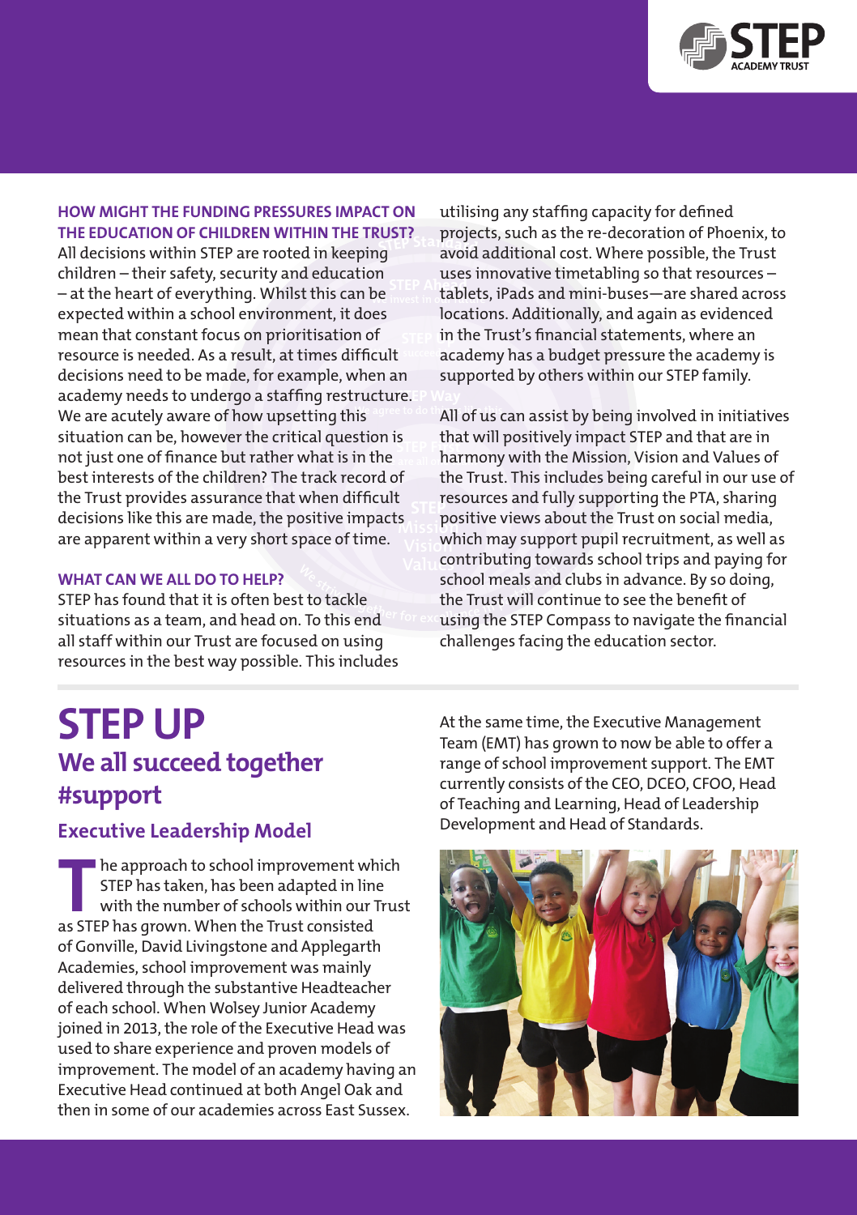## HOW MIGHT THE FUNDING PRESSURES IMPACT ON THE EDUCATION OF CHILDREN WITHIN THE TRUST?

All decisions within STEP are rooted in keeping children – their safety, security and education – at the heart of everything. Whilst this can be expected within a school environment, it does mean that constant focus on prioritisation of resource is needed. As a result, at times difficult decisions need to be made, for example, when an academy needs to undergo a staffing restructure. We are acutely aware of how upsetting this situation can be, however the critical question is not just one of finance but rather what is in the best interests of the children? The track record of the Trust provides assurance that when difficult decisions like this are made, the positive impacts are apparent within a very short space of time.

## WHAT CAN WE ALL DO TO HELP?

STEP has found that it is often best to tackle situations as a team, and head on. To this end all staff within our Trust are focused on using resources in the best way possible. This includes utilising any staffing capacity for defined projects, such as the re-decoration of Phoenix, to avoid additional cost. Where possible, the Trust uses innovative timetabling so that resources – tablets, iPads and mini-buses—are shared across locations. Additionally, and again as evidenced in the Trust's financial statements, where an academy has a budget pressure the academy is supported by others within our STEP family.

All of us can assist by being involved in initiatives that will positively impact STEP and that are in harmony with the Mission, Vision and Values of the Trust. This includes being careful in our use of resources and fully supporting the PTA, sharing positive views about the Trust on social media, which may support pupil recruitment, as well as contributing towards school trips and paying for school meals and clubs in advance. By so doing, the Trust will continue to see the benefit of using the STEP Compass to navigate the financial challenges facing the education sector.

# STEP UP

## We all succeed together #support

### Executive Leadership Model

The approach to school improvement which STEP has taken, has been adapted in line with the number of schools within our Trust as STEP has grown. When the Trust consisted of Gonville, David Livingstone and Applegarth Academies, school improvement was mainly delivered through the substantive Headteacher of each school. When Wolsey Junior Academy joined in 2013, the role of the Executive Head was used to share experience and proven models of improvement. The model of an academy having an Executive Head continued at both Angel Oak and then in some of our academies across East Sussex.

At the same time, the Executive Management Team (EMT) has grown to now be able to offer a range of school improvement support. The EMT currently consists of the CEO, DCEO, CFOO, Head of Teaching and Learning, Head of Leadership Development and Head of Standards.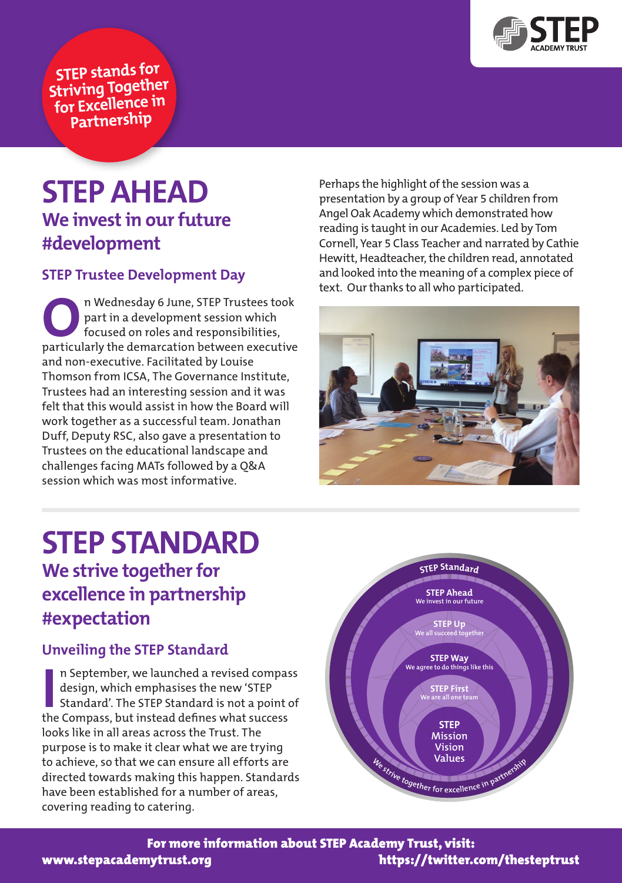STEP stands for Striving Together for Excellence in Partnership

# STEP AHEAD

## We invest in our future #development

### STEP Trustee Development Day

On Wednesday 6 June, STEP Trustees took part in a development session which focused on roles and responsibilities, particularly the demarcation between executive and non-executive. Facilitated by Louise Thomson from ICSA, The Governance Institute, Trustees had an interesting session and it was felt that this would assist in how the Board will work together as a successful team. Jonathan Duff, Deputy RSC, also gave a presentation to Trustees on the educational landscape and challenges facing MATs followed by a Q&A session which was most informative.

Perhaps the highlight of the session was a presentation by a group of Year 5 children from Angel Oak Academy which demonstrated how reading is taught in our Academies. Led by Tom Cornell, Year 5 Class Teacher and narrated by Cathie Hewitt, Headteacher, the children read, annotated and looked into the meaning of a complex piece of text. Our thanks to all who participated.

# STEP STANDARD

## We strive together for excellence in partnership #expectation

### Unveiling the STEP Standard

In September, we launched a revised compass design, which emphasises the new 'STEP Standard'. The STEP Standard is not a point of the Compass, but instead defines what success looks like in all areas across the Trust. The purpose is to make it clear what we are trying to achieve, so that we can ensure all efforts are directed towards making this happen. Standards have been established for a number of areas, covering reading to catering.

STEP Standard

STEP Ahead
We invest in our future

STEP Up
We all succeed together

STEP Way
We agree to do things like this

STEP First
We are all one team

STEP
Mission
Vision
Values

We strive together for excellence in partnership

**For more information about STEP Academy Trust, visit:**
**www.stepacademytrust.org** **https://twitter.com/thesteptrust**